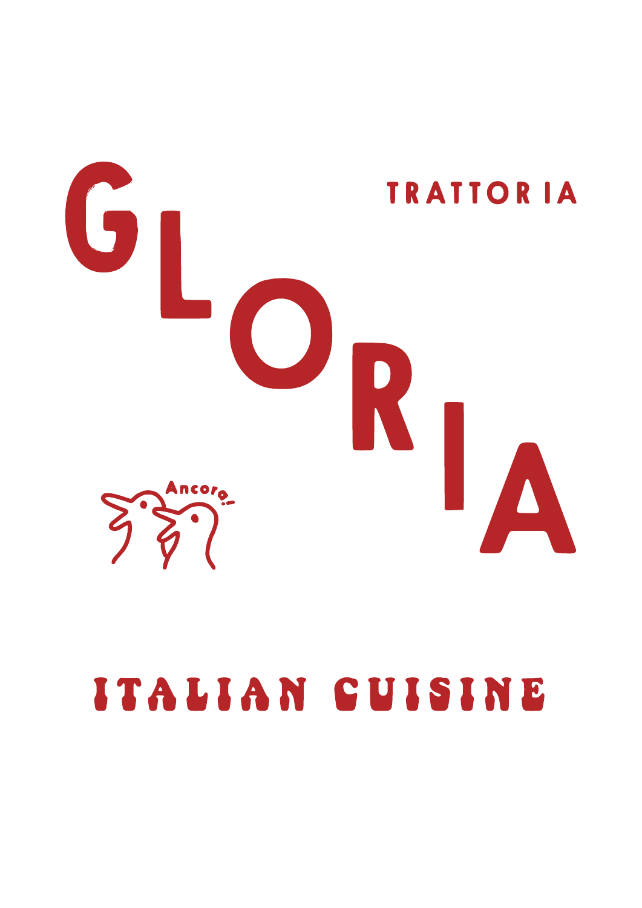# GLORIA

TRATTORIA

Ancora!

ITALIAN CUISINE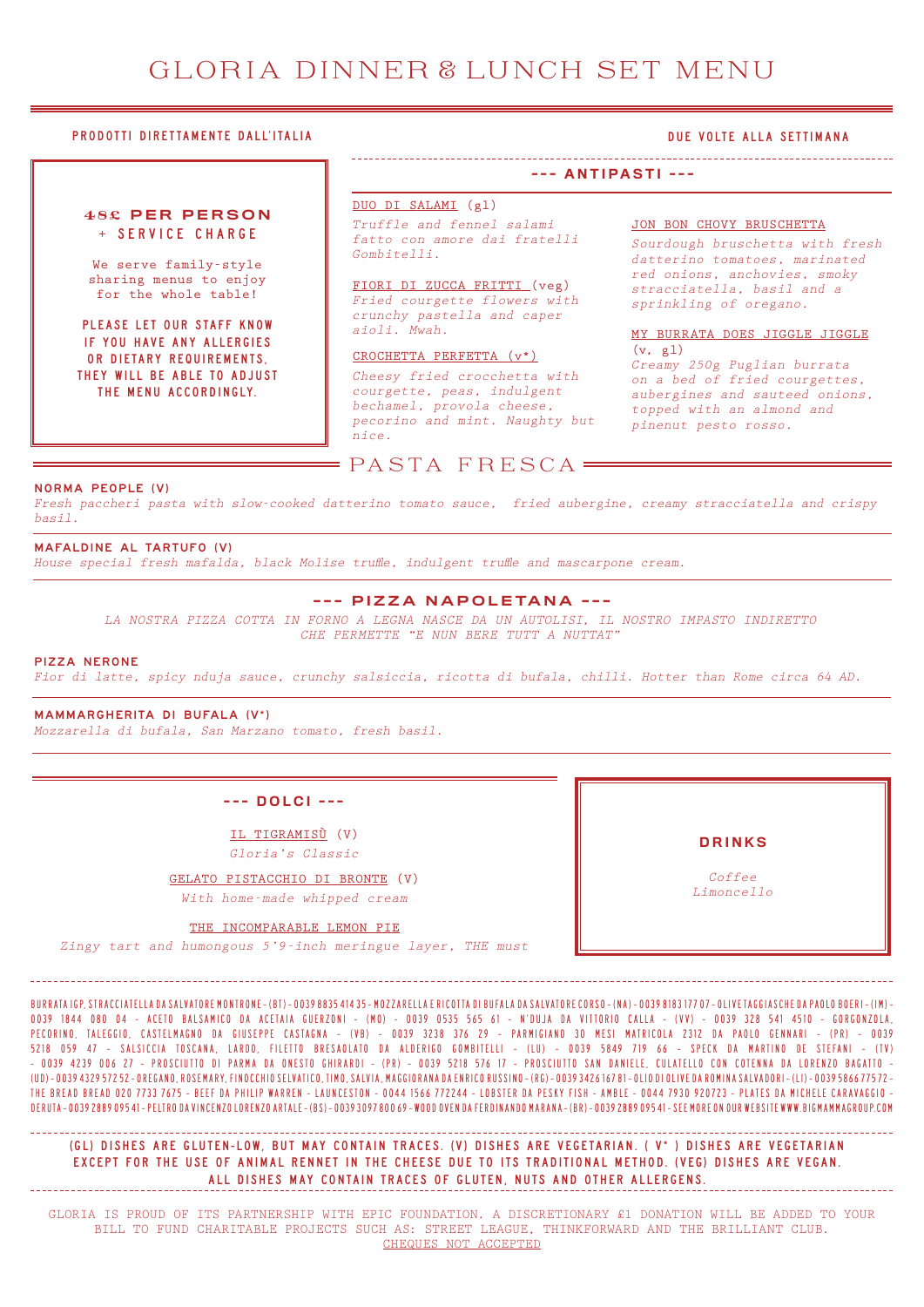# GLORIA DINNER & LUNCH SET MENU

**PRODOTTI DIRETTAMENTE DALL'ITALIA**

**DUE VOLTE ALLA SETTIMANA**

**48£ PER PERSON**
**+ SERVICE CHARGE**

We serve family-style sharing menus to enjoy for the whole table!

**PLEASE LET OUR STAFF KNOW IF YOU HAVE ANY ALLERGIES OR DIETARY REQUIREMENTS, THEY WILL BE ABLE TO ADJUST THE MENU ACCORDINGLY.**

## --- ANTIPASTI ---

DUO DI SALAMI (gl)
*Truffle and fennel salami fatto con amore dai fratelli Gombitelli.*

FIORI DI ZUCCA FRITTI (veg)
*Fried courgette flowers with crunchy pastella and caper aioli. Mwah.*

CROCHETTA PERFETTA (v*)
*Cheesy fried crocchetta with courgette, peas, indulgent bechamel, provola cheese, pecorino and mint. Naughty but nice.*

JON BON CHOVY BRUSCHETTA
*Sourdough bruschetta with fresh datterino tomatoes, marinated red onions, anchovies, smoky stracciatella, basil and a sprinkling of oregano.*

MY BURRATA DOES JIGGLE JIGGLE (v, gl)
*Creamy 250g Puglian burrata on a bed of fried courgettes, aubergines and sauteed onions, topped with an almond and pinenut pesto rosso.*

## PASTA FRESCA

**NORMA PEOPLE (V)**
*Fresh paccheri pasta with slow-cooked datterino tomato sauce, fried aubergine, creamy stracciatella and crispy basil.*

**MAFALDINE AL TARTUFO (V)**
*House special fresh mafalda, black Molise truffle, indulgent truffle and mascarpone cream.*

## --- PIZZA NAPOLETANA ---

*LA NOSTRA PIZZA COTTA IN FORNO A LEGNA NASCE DA UN AUTOLISI, IL NOSTRO IMPASTO INDIRETTO CHE PERMETTE "E NUN BERE TUTT A NUTTAT"*

**PIZZA NERONE**
*Fior di latte, spicy nduja sauce, crunchy salsiccia, ricotta di bufala, chilli. Hotter than Rome circa 64 AD.*

**MAMMARGHERITA DI BUFALA (V*)**
*Mozzarella di bufala, San Marzano tomato, fresh basil.*

## --- DOLCI ---

IL TIGRAMISÙ (V)
*Gloria's Classic*

GELATO PISTACCHIO DI BRONTE (V)
*With home-made whipped cream*

THE INCOMPARABLE LEMON PIE
*Zingy tart and humongous 5'9-inch meringue layer, THE must*

## DRINKS

*Coffee*
*Limoncello*

BURRATA IGP, STRACCIATELLA DA SALVATORE MONTRONE - (BT) - 0039 8835 414 35 - MOZZARELLA E RICOTTA DI BUFALA DA SALVATORE CORSO - (NA) - 0039 8183 177 07 - OLIVE TAGGIASCHE DA PAOLO BOERI - (IM) - 0039 1844 080 04 - ACETO BALSAMICO DA ACETAIA GUERZONI - (MO) - 0039 0535 565 61 - N'DUJA DA VITTORIO CALLA - (VV) - 0039 328 541 4510 - GORGONZOLA, PECORINO, TALEGGIO, CASTELMAGNO DA GIUSEPPE CASTAGNA - (VB) - 0039 3238 376 29 - PARMIGIANO 30 MESI MATRICOLA 2312 DA PAOLO GENNARI - (PR) - 0039 5218 059 47 - SALSICCIA TOSCANA, LARDO, FILETTO BRESAOLATO DA ALDERIGO GOMBITELLI - (LU) - 0039 5849 719 66 - SPECK DA MARTINO DE STEFANI - (TV) - 0039 4239 006 27 - PROSCIUTTO DI PARMA DA ONESTO GHIRARDI - (PR) - 0039 5218 576 17 - PROSCIUTTO SAN DANIELE, CULATELLO CON COTENNA DA LORENZO BAGATTO - (UD) - 0039 4329 572 52 - OREGANO, ROSEMARY, FINOCCHIO SELVATICO, TIMO, SALVIA, MAGGIORANA DA ENRICO RUSSINO - (RG) - 0039 3426 167 81 - OLIO DI OLIVE DA ROMINA SALVADORI - (LI) - 0039 5866 775 72 - THE BREAD BREAD 020 7733 7675 - BEEF DA PHILIP WARREN - LAUNCESTON - 0044 1566 772244 - LOBSTER DA PESKY FISH - AMBLE - 0044 7930 920723 - PLATES DA MICHELE CARAVAGGIO - DERUTA - 0039 2889 095 41 - PELTRO DA VINCENZO LORENZO ARTALE - (BS) - 0039 3097 800 69 - WOOD OVEN DA FERDINANDO MARANA - (BR) - 0039 2889 095 41 - SEE MORE ON OUR WEBSITE WWW.BIGMAMMAGROUP.COM

(GL) DISHES ARE GLUTEN-LOW, BUT MAY CONTAIN TRACES. (V) DISHES ARE VEGETARIAN. ( V* ) DISHES ARE VEGETARIAN EXCEPT FOR THE USE OF ANIMAL RENNET IN THE CHEESE DUE TO ITS TRADITIONAL METHOD. (VEG) DISHES ARE VEGAN. ALL DISHES MAY CONTAIN TRACES OF GLUTEN, NUTS AND OTHER ALLERGENS.

GLORIA IS PROUD OF ITS PARTNERSHIP WITH EPIC FOUNDATION. A DISCRETIONARY £1 DONATION WILL BE ADDED TO YOUR BILL TO FUND CHARITABLE PROJECTS SUCH AS: STREET LEAGUE, THINKFORWARD AND THE BRILLIANT CLUB.
CHEQUES NOT ACCEPTED